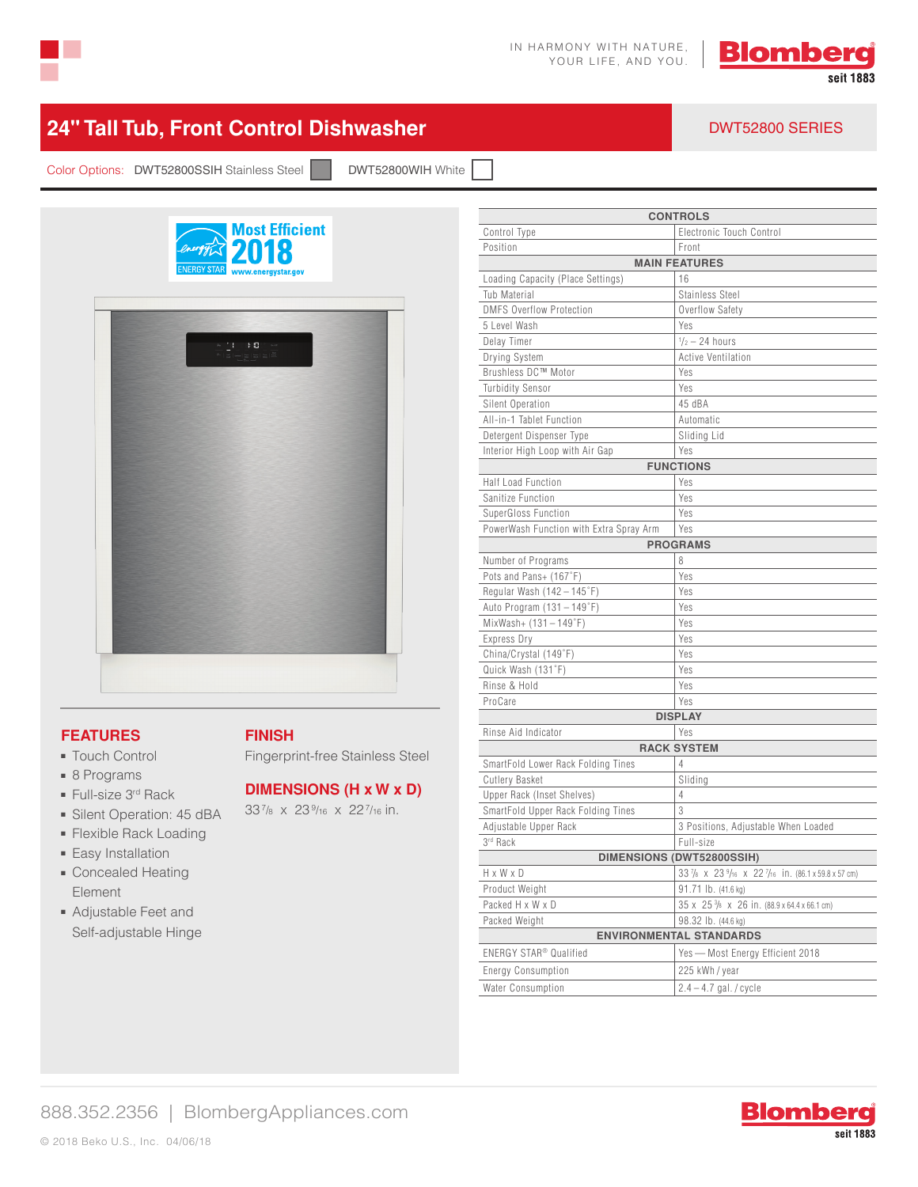IN HARMONY WITH NATURE, YOUR LIFE, AND YOU.

Blomberg seit 1883

# 24" Tall Tub, Front Control Dishwasher

**DWT52800 SERIES**

Color Options: DWT52800SSIH Stainless Steel | DWT52800WIH White

Most Efficient 2018 — ENERGY STAR — www.energystar.gov

## FEATURES

- Touch Control
- 8 Programs
- Full-size 3rd Rack
- Silent Operation: 45 dBA
- Flexible Rack Loading
- Easy Installation
- Concealed Heating Element
- Adjustable Feet and Self-adjustable Hinge

## FINISH

Fingerprint-free Stainless Steel

## DIMENSIONS (H x W x D)

33 7/8 x 23 9/16 x 22 7/16 in.

| CONTROLS | |
|---|---|
| Control Type | Electronic Touch Control |
| Position | Front |
| **MAIN FEATURES** | |
| Loading Capacity (Place Settings) | 16 |
| Tub Material | Stainless Steel |
| DMFS Overflow Protection | Overflow Safety |
| 5 Level Wash | Yes |
| Delay Timer | 1/2 – 24 hours |
| Drying System | Active Ventilation |
| Brushless DC™ Motor | Yes |
| Turbidity Sensor | Yes |
| Silent Operation | 45 dBA |
| All-in-1 Tablet Function | Automatic |
| Detergent Dispenser Type | Sliding Lid |
| Interior High Loop with Air Gap | Yes |
| **FUNCTIONS** | |
| Half Load Function | Yes |
| Sanitize Function | Yes |
| SuperGloss Function | Yes |
| PowerWash Function with Extra Spray Arm | Yes |
| **PROGRAMS** | |
| Number of Programs | 8 |
| Pots and Pans+ (167˚F) | Yes |
| Regular Wash (142 – 145˚F) | Yes |
| Auto Program (131 – 149˚F) | Yes |
| MixWash+ (131 – 149˚F) | Yes |
| Express Dry | Yes |
| China/Crystal (149˚F) | Yes |
| Quick Wash (131˚F) | Yes |
| Rinse & Hold | Yes |
| ProCare | Yes |
| **DISPLAY** | |
| Rinse Aid Indicator | Yes |
| **RACK SYSTEM** | |
| SmartFold Lower Rack Folding Tines | 4 |
| Cutlery Basket | Sliding |
| Upper Rack (Inset Shelves) | 4 |
| SmartFold Upper Rack Folding Tines | 3 |
| Adjustable Upper Rack | 3 Positions, Adjustable When Loaded |
| 3rd Rack | Full-size |
| **DIMENSIONS (DWT52800SSIH)** | |
| H x W x D | 33 7/8 x 23 9/16 x 22 7/16 in. (86.1 x 59.8 x 57 cm) |
| Product Weight | 91.71 lb. (41.6 kg) |
| Packed H x W x D | 35 x 25 3/8 x 26 in. (88.9 x 64.4 x 66.1 cm) |
| Packed Weight | 98.32 lb. (44.6 kg) |
| **ENVIRONMENTAL STANDARDS** | |
| ENERGY STAR® Qualified | Yes — Most Energy Efficient 2018 |
| Energy Consumption | 225 kWh / year |
| Water Consumption | 2.4 – 4.7 gal. / cycle |

888.352.2356 | BlombergAppliances.com

© 2018 Beko U.S., Inc. 04/06/18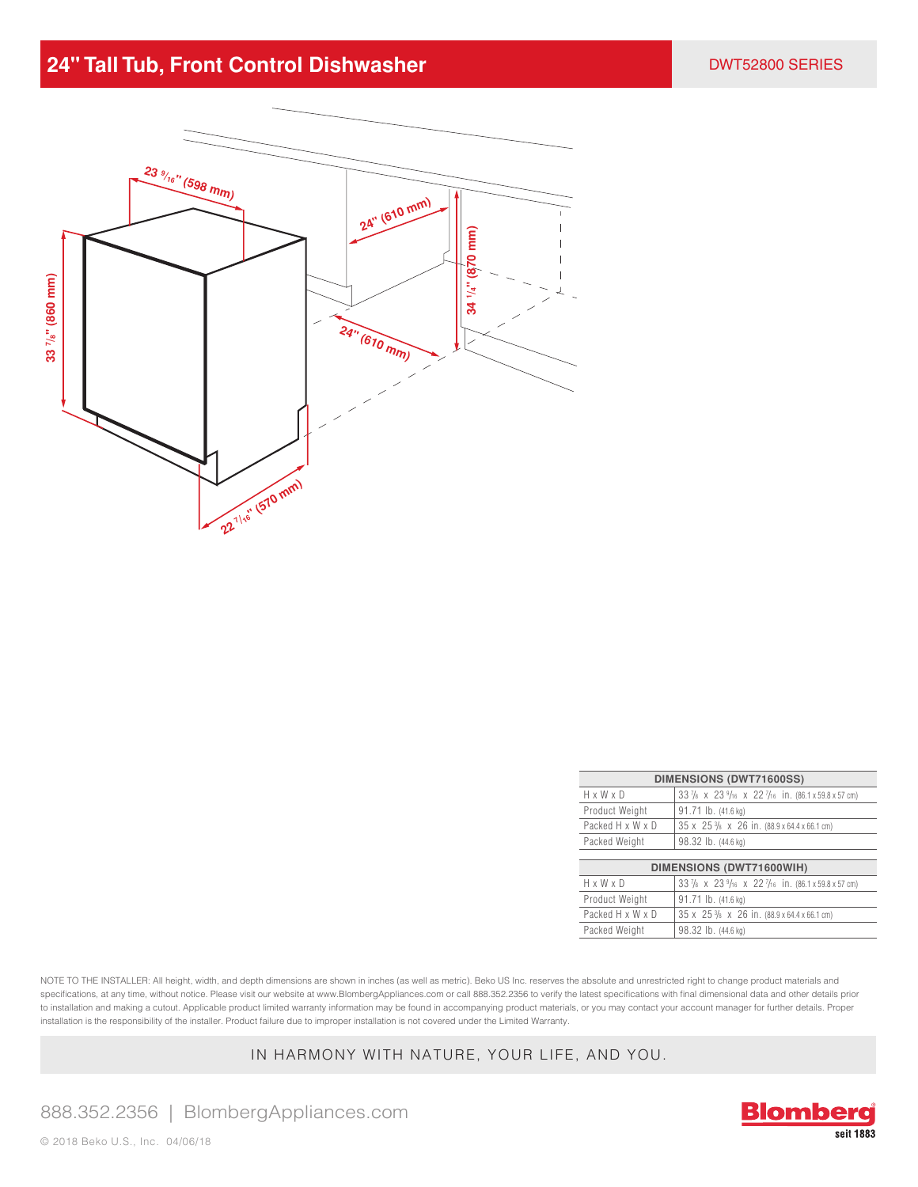# 24" Tall Tub, Front Control Dishwasher

DWT52800 SERIES

23 9/16" (598 mm)

24" (610 mm)

34 1/4" (870 mm)

33 7/8" (860 mm)

24" (610 mm)

22 7/16" (570 mm)

| DIMENSIONS (DWT71600SS) | |
|---|---|
| H x W x D | 33 7/8 x 23 9/16 x 22 7/16 in. (86.1 x 59.8 x 57 cm) |
| Product Weight | 91.71 lb. (41.6 kg) |
| Packed H x W x D | 35 x 25 3/8 x 26 in. (88.9 x 64.4 x 66.1 cm) |
| Packed Weight | 98.32 lb. (44.6 kg) |

| DIMENSIONS (DWT71600WIH) | |
|---|---|
| H x W x D | 33 7/8 x 23 9/16 x 22 7/16 in. (86.1 x 59.8 x 57 cm) |
| Product Weight | 91.71 lb. (41.6 kg) |
| Packed H x W x D | 35 x 25 3/8 x 26 in. (88.9 x 64.4 x 66.1 cm) |
| Packed Weight | 98.32 lb. (44.6 kg) |

NOTE TO THE INSTALLER: All height, width, and depth dimensions are shown in inches (as well as metric). Beko US Inc. reserves the absolute and unrestricted right to change product materials and specifications, at any time, without notice. Please visit our website at www.BlombergAppliances.com or call 888.352.2356 to verify the latest specifications with final dimensional data and other details prior to installation and making a cutout. Applicable product limited warranty information may be found in accompanying product materials, or you may contact your account manager for further details. Proper installation is the responsibility of the installer. Product failure due to improper installation is not covered under the Limited Warranty.

IN HARMONY WITH NATURE, YOUR LIFE, AND YOU.

888.352.2356 | BlombergAppliances.com

Blomberg seit 1883

© 2018 Beko U.S., Inc. 04/06/18